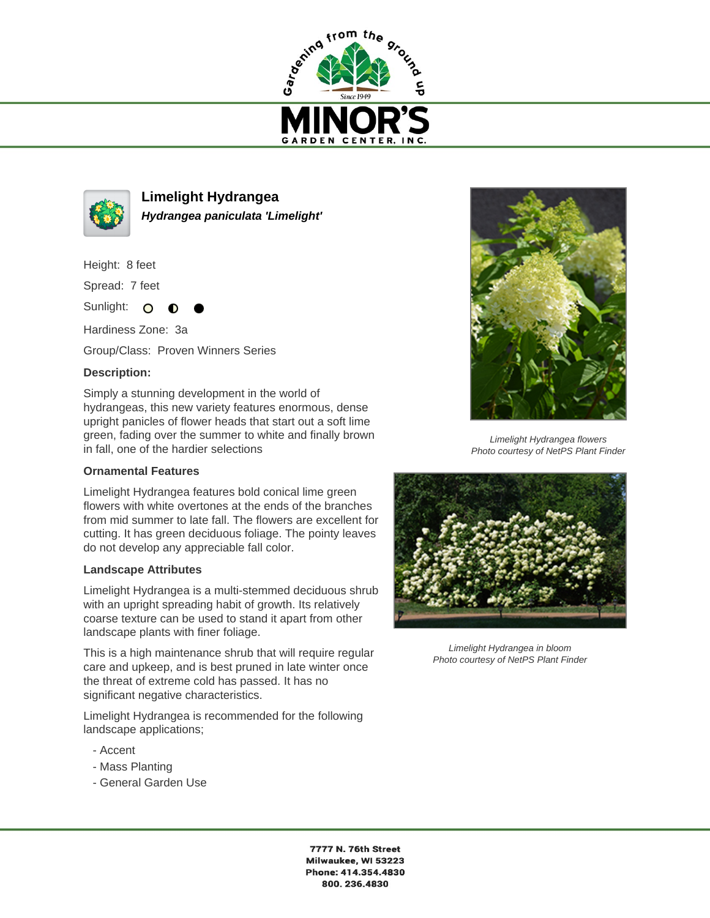# Limelight Hydrangea

***Hydrangea paniculata 'Limelight'***

Height: 8 feet

Spread: 7 feet

Sunlight: ○ ◐ ●

Hardiness Zone: 3a

Group/Class: Proven Winners Series

**Description:**

Simply a stunning development in the world of hydrangeas, this new variety features enormous, dense upright panicles of flower heads that start out a soft lime green, fading over the summer to white and finally brown in fall, one of the hardier selections

**Ornamental Features**

Limelight Hydrangea features bold conical lime green flowers with white overtones at the ends of the branches from mid summer to late fall. The flowers are excellent for cutting. It has green deciduous foliage. The pointy leaves do not develop any appreciable fall color.

**Landscape Attributes**

Limelight Hydrangea is a multi-stemmed deciduous shrub with an upright spreading habit of growth. Its relatively coarse texture can be used to stand it apart from other landscape plants with finer foliage.

This is a high maintenance shrub that will require regular care and upkeep, and is best pruned in late winter once the threat of extreme cold has passed. It has no significant negative characteristics.

Limelight Hydrangea is recommended for the following landscape applications;

- Accent
- Mass Planting
- General Garden Use

*Limelight Hydrangea flowers*
*Photo courtesy of NetPS Plant Finder*

*Limelight Hydrangea in bloom*
*Photo courtesy of NetPS Plant Finder*

**7777 N. 76th Street**
**Milwaukee, WI 53223**
**Phone: 414.354.4830**
**800. 236.4830**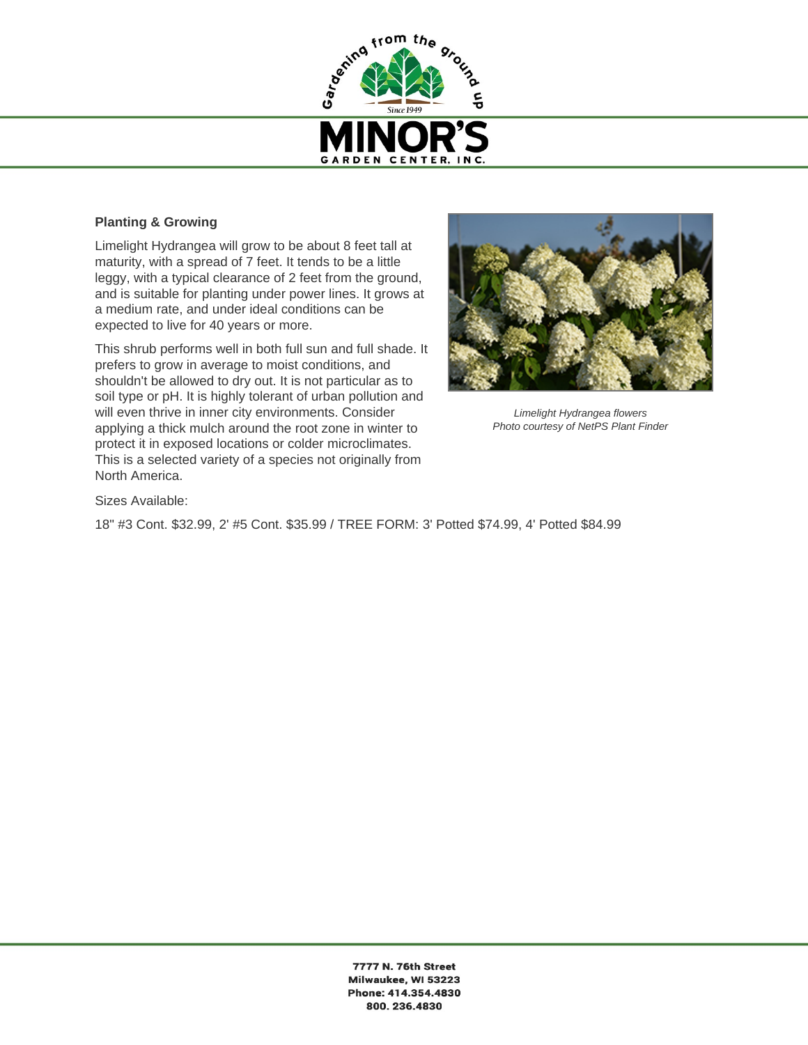### Planting & Growing

Limelight Hydrangea will grow to be about 8 feet tall at maturity, with a spread of 7 feet. It tends to be a little leggy, with a typical clearance of 2 feet from the ground, and is suitable for planting under power lines. It grows at a medium rate, and under ideal conditions can be expected to live for 40 years or more.

This shrub performs well in both full sun and full shade. It prefers to grow in average to moist conditions, and shouldn't be allowed to dry out. It is not particular as to soil type or pH. It is highly tolerant of urban pollution and will even thrive in inner city environments. Consider applying a thick mulch around the root zone in winter to protect it in exposed locations or colder microclimates. This is a selected variety of a species not originally from North America.

*Limelight Hydrangea flowers*
*Photo courtesy of NetPS Plant Finder*

Sizes Available:

18" #3 Cont. $32.99, 2' #5 Cont. $35.99 / TREE FORM: 3' Potted $74.99, 4' Potted $84.99